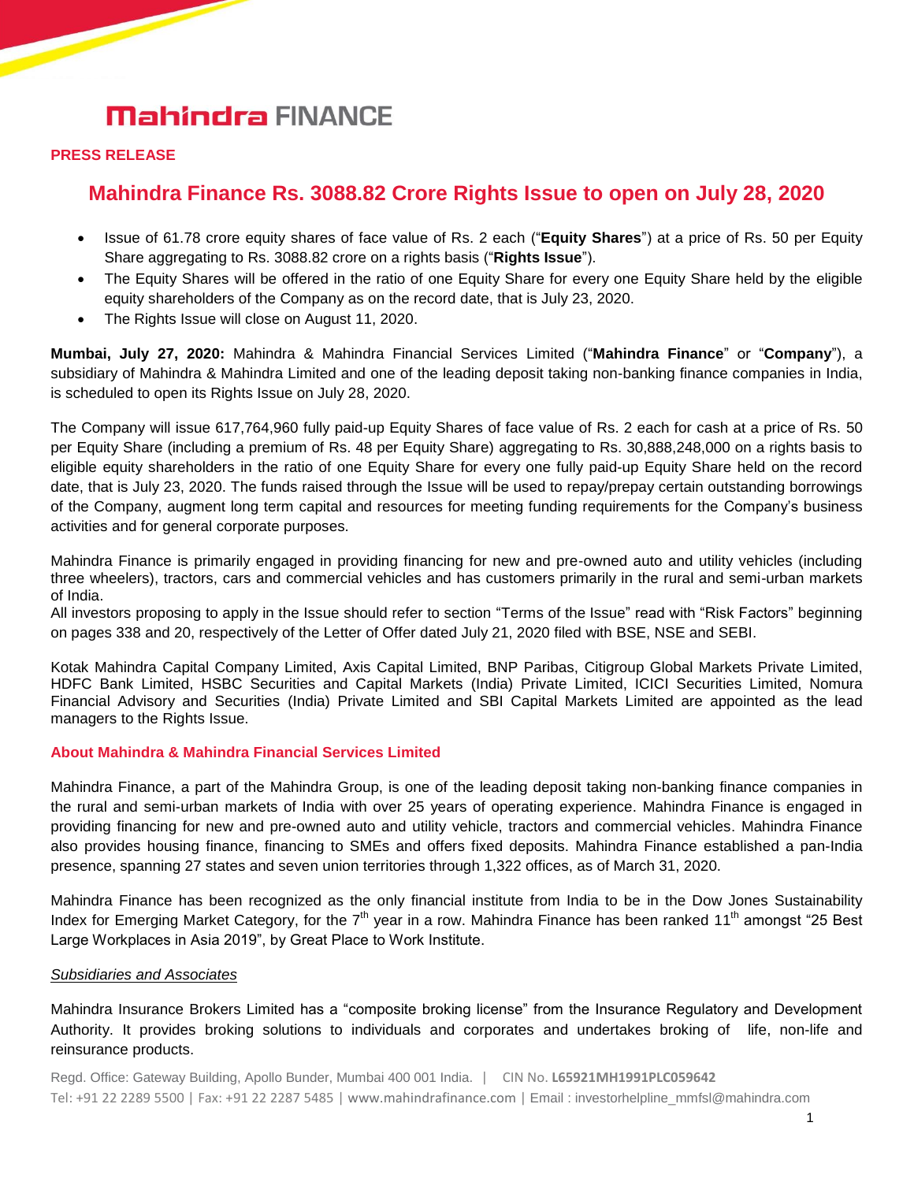# Mahindra FINANCE

**PRESS RELEASE**

## Mahindra Finance Rs. 3088.82 Crore Rights Issue to open on July 28, 2020

- Issue of 61.78 crore equity shares of face value of Rs. 2 each ("**Equity Shares**") at a price of Rs. 50 per Equity Share aggregating to Rs. 3088.82 crore on a rights basis ("**Rights Issue**").
- The Equity Shares will be offered in the ratio of one Equity Share for every one Equity Share held by the eligible equity shareholders of the Company as on the record date, that is July 23, 2020.
- The Rights Issue will close on August 11, 2020.

**Mumbai, July 27, 2020:** Mahindra & Mahindra Financial Services Limited ("**Mahindra Finance**" or "**Company**"), a subsidiary of Mahindra & Mahindra Limited and one of the leading deposit taking non-banking finance companies in India, is scheduled to open its Rights Issue on July 28, 2020.

The Company will issue 617,764,960 fully paid-up Equity Shares of face value of Rs. 2 each for cash at a price of Rs. 50 per Equity Share (including a premium of Rs. 48 per Equity Share) aggregating to Rs. 30,888,248,000 on a rights basis to eligible equity shareholders in the ratio of one Equity Share for every one fully paid-up Equity Share held on the record date, that is July 23, 2020. The funds raised through the Issue will be used to repay/prepay certain outstanding borrowings of the Company, augment long term capital and resources for meeting funding requirements for the Company's business activities and for general corporate purposes.

Mahindra Finance is primarily engaged in providing financing for new and pre-owned auto and utility vehicles (including three wheelers), tractors, cars and commercial vehicles and has customers primarily in the rural and semi-urban markets of India.
All investors proposing to apply in the Issue should refer to section "Terms of the Issue" read with "Risk Factors" beginning on pages 338 and 20, respectively of the Letter of Offer dated July 21, 2020 filed with BSE, NSE and SEBI.

Kotak Mahindra Capital Company Limited, Axis Capital Limited, BNP Paribas, Citigroup Global Markets Private Limited, HDFC Bank Limited, HSBC Securities and Capital Markets (India) Private Limited, ICICI Securities Limited, Nomura Financial Advisory and Securities (India) Private Limited and SBI Capital Markets Limited are appointed as the lead managers to the Rights Issue.

### About Mahindra & Mahindra Financial Services Limited

Mahindra Finance, a part of the Mahindra Group, is one of the leading deposit taking non-banking finance companies in the rural and semi-urban markets of India with over 25 years of operating experience. Mahindra Finance is engaged in providing financing for new and pre-owned auto and utility vehicle, tractors and commercial vehicles. Mahindra Finance also provides housing finance, financing to SMEs and offers fixed deposits. Mahindra Finance established a pan-India presence, spanning 27 states and seven union territories through 1,322 offices, as of March 31, 2020.

Mahindra Finance has been recognized as the only financial institute from India to be in the Dow Jones Sustainability Index for Emerging Market Category, for the 7th year in a row. Mahindra Finance has been ranked 11th amongst "25 Best Large Workplaces in Asia 2019", by Great Place to Work Institute.

*Subsidiaries and Associates*

Mahindra Insurance Brokers Limited has a "composite broking license" from the Insurance Regulatory and Development Authority. It provides broking solutions to individuals and corporates and undertakes broking of life, non-life and reinsurance products.

Regd. Office: Gateway Building, Apollo Bunder, Mumbai 400 001 India. | CIN No. **L65921MH1991PLC059642**
Tel: +91 22 2289 5500 | Fax: +91 22 2287 5485 | www.mahindrafinance.com | Email : investorhelpline_mmfsl@mahindra.com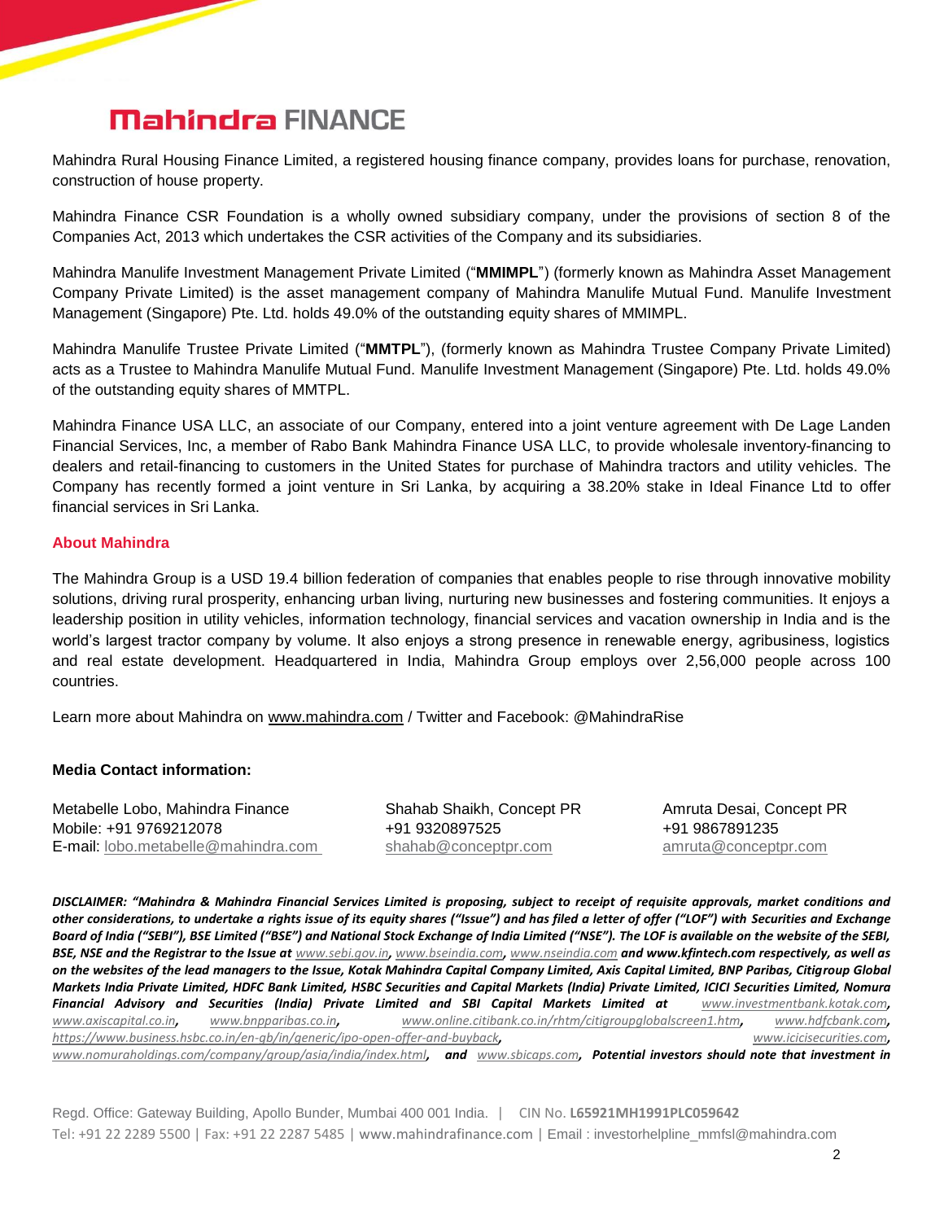Mahindra Rural Housing Finance Limited, a registered housing finance company, provides loans for purchase, renovation, construction of house property.

Mahindra Finance CSR Foundation is a wholly owned subsidiary company, under the provisions of section 8 of the Companies Act, 2013 which undertakes the CSR activities of the Company and its subsidiaries.

Mahindra Manulife Investment Management Private Limited ("**MMIMPL**") (formerly known as Mahindra Asset Management Company Private Limited) is the asset management company of Mahindra Manulife Mutual Fund. Manulife Investment Management (Singapore) Pte. Ltd. holds 49.0% of the outstanding equity shares of MMIMPL.

Mahindra Manulife Trustee Private Limited ("**MMTPL**"), (formerly known as Mahindra Trustee Company Private Limited) acts as a Trustee to Mahindra Manulife Mutual Fund. Manulife Investment Management (Singapore) Pte. Ltd. holds 49.0% of the outstanding equity shares of MMTPL.

Mahindra Finance USA LLC, an associate of our Company, entered into a joint venture agreement with De Lage Landen Financial Services, Inc, a member of Rabo Bank Mahindra Finance USA LLC, to provide wholesale inventory-financing to dealers and retail-financing to customers in the United States for purchase of Mahindra tractors and utility vehicles. The Company has recently formed a joint venture in Sri Lanka, by acquiring a 38.20% stake in Ideal Finance Ltd to offer financial services in Sri Lanka.

## About Mahindra

The Mahindra Group is a USD 19.4 billion federation of companies that enables people to rise through innovative mobility solutions, driving rural prosperity, enhancing urban living, nurturing new businesses and fostering communities. It enjoys a leadership position in utility vehicles, information technology, financial services and vacation ownership in India and is the world's largest tractor company by volume. It also enjoys a strong presence in renewable energy, agribusiness, logistics and real estate development. Headquartered in India, Mahindra Group employs over 2,56,000 people across 100 countries.

Learn more about Mahindra on www.mahindra.com / Twitter and Facebook: @MahindraRise

**Media Contact information:**

Metabelle Lobo, Mahindra Finance
Mobile: +91 9769212078
E-mail: lobo.metabelle@mahindra.com

Shahab Shaikh, Concept PR
+91 9320897525
shahab@conceptpr.com

Amruta Desai, Concept PR
+91 9867891235
amruta@conceptpr.com

***DISCLAIMER: "Mahindra & Mahindra Financial Services Limited is proposing, subject to receipt of requisite approvals, market conditions and other considerations, to undertake a rights issue of its equity shares ("Issue") and has filed a letter of offer ("LOF") with Securities and Exchange Board of India ("SEBI"), BSE Limited ("BSE") and National Stock Exchange of India Limited ("NSE"). The LOF is available on the website of the SEBI, BSE, NSE and the Registrar to the Issue at www.sebi.gov.in, www.bseindia.com, www.nseindia.com and www.kfintech.com respectively, as well as on the websites of the lead managers to the Issue, Kotak Mahindra Capital Company Limited, Axis Capital Limited, BNP Paribas, Citigroup Global Markets India Private Limited, HDFC Bank Limited, HSBC Securities and Capital Markets (India) Private Limited, ICICI Securities Limited, Nomura Financial Advisory and Securities (India) Private Limited and SBI Capital Markets Limited at www.investmentbank.kotak.com, www.axiscapital.co.in, www.bnpparibas.co.in, www.online.citibank.co.in/rhtm/citigroupglobalscreen1.htm, www.hdfcbank.com, https://www.business.hsbc.co.in/en-gb/in/generic/ipo-open-offer-and-buyback, www.icicisecurities.com, www.nomuraholdings.com/company/group/asia/india/index.html, and www.sbicaps.com, Potential investors should note that investment in***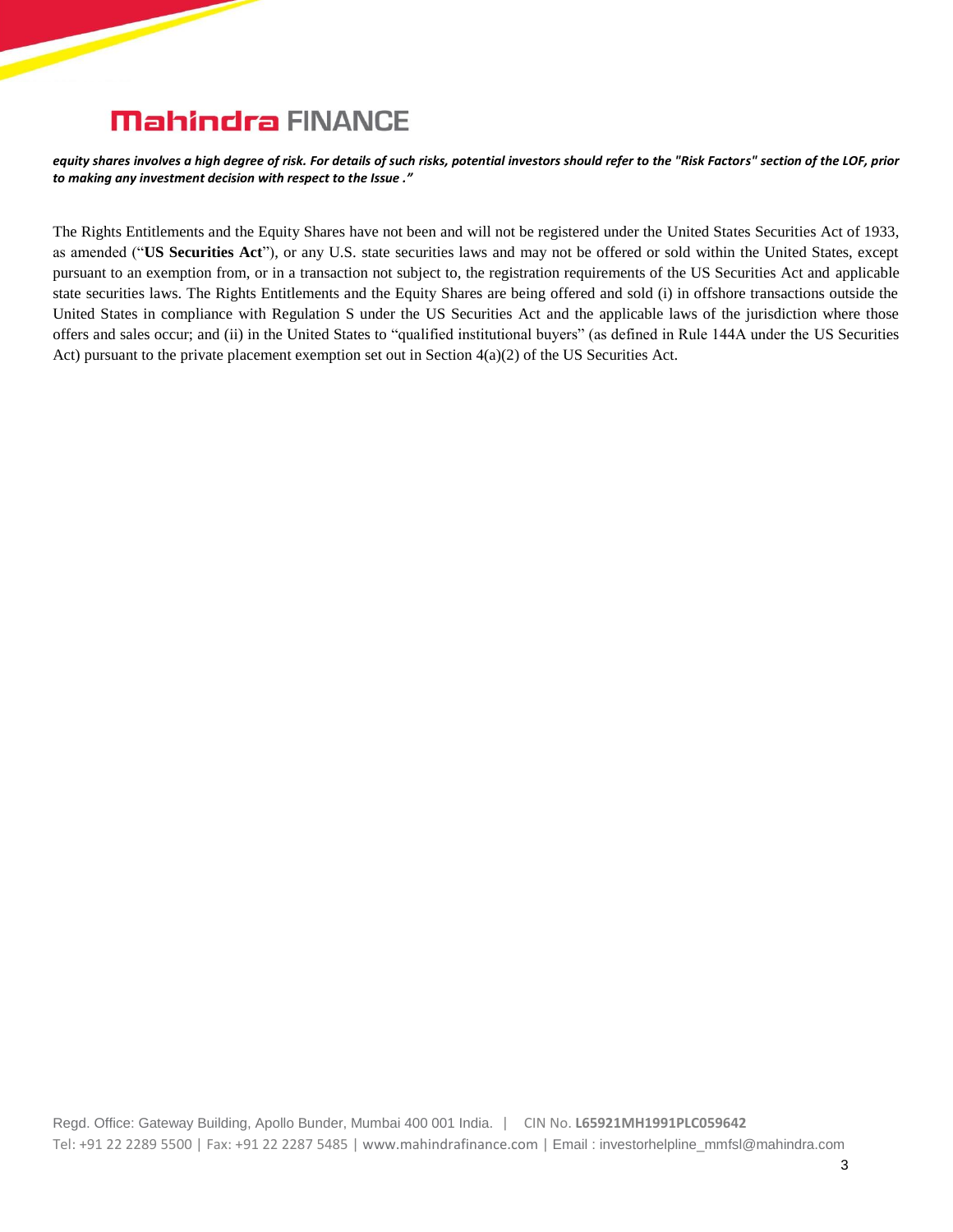***equity shares involves a high degree of risk. For details of such risks, potential investors should refer to the "Risk Factors" section of the LOF, prior to making any investment decision with respect to the Issue ."***

The Rights Entitlements and the Equity Shares have not been and will not be registered under the United States Securities Act of 1933, as amended ("**US Securities Act**"), or any U.S. state securities laws and may not be offered or sold within the United States, except pursuant to an exemption from, or in a transaction not subject to, the registration requirements of the US Securities Act and applicable state securities laws. The Rights Entitlements and the Equity Shares are being offered and sold (i) in offshore transactions outside the United States in compliance with Regulation S under the US Securities Act and the applicable laws of the jurisdiction where those offers and sales occur; and (ii) in the United States to "qualified institutional buyers" (as defined in Rule 144A under the US Securities Act) pursuant to the private placement exemption set out in Section 4(a)(2) of the US Securities Act.